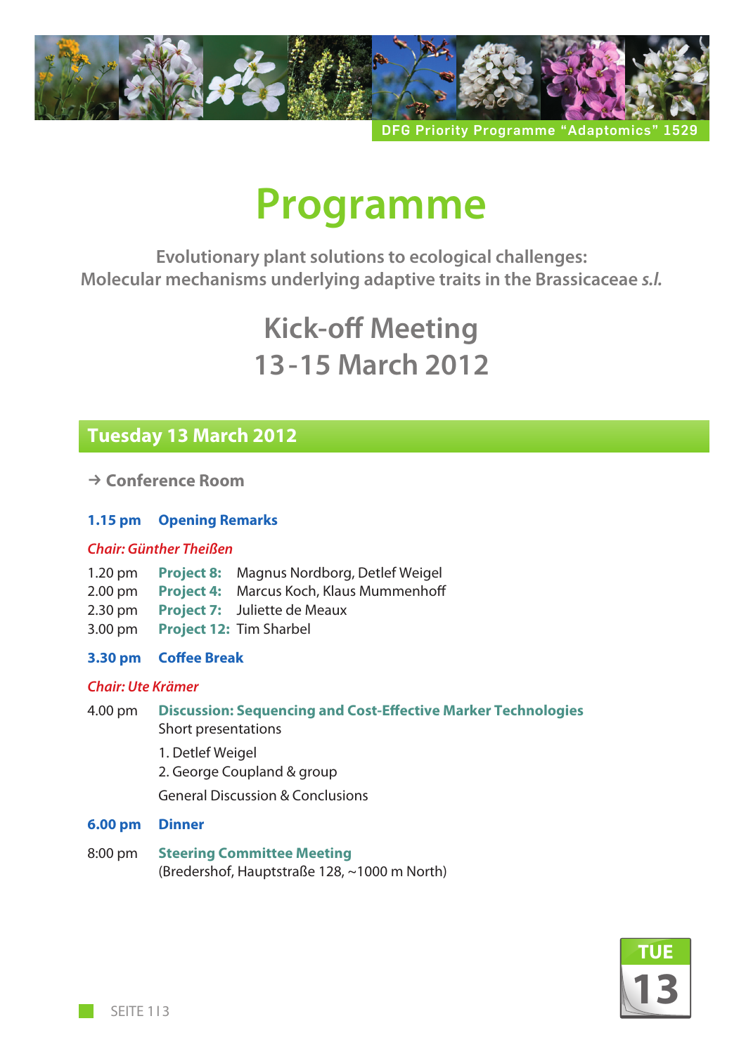DFG Priority Programme "Adaptomics" 1529

# Programme

**Evolutionary plant solutions to ecological challenges: Molecular mechanisms underlying adaptive traits in the Brassicaceae *s.l.***

## Kick-off Meeting
## 13-15 March 2012

## Tuesday 13 March 2012

→ **Conference Room**

**1.15 pm** **Opening Remarks**

***Chair: Günther Theißen***

1.20 pm **Project 8:** Magnus Nordborg, Detlef Weigel
2.00 pm **Project 4:** Marcus Koch, Klaus Mummenhoff
2.30 pm **Project 7:** Juliette de Meaux
3.00 pm **Project 12:** Tim Sharbel

**3.30 pm** **Coffee Break**

***Chair: Ute Krämer***

4.00 pm **Discussion: Sequencing and Cost-Effective Marker Technologies**
Short presentations

1. Detlef Weigel
2. George Coupland & group

General Discussion & Conclusions

**6.00 pm** **Dinner**

8:00 pm **Steering Committee Meeting**
(Bredershof, Hauptstraße 128, ~1000 m North)

TUE 13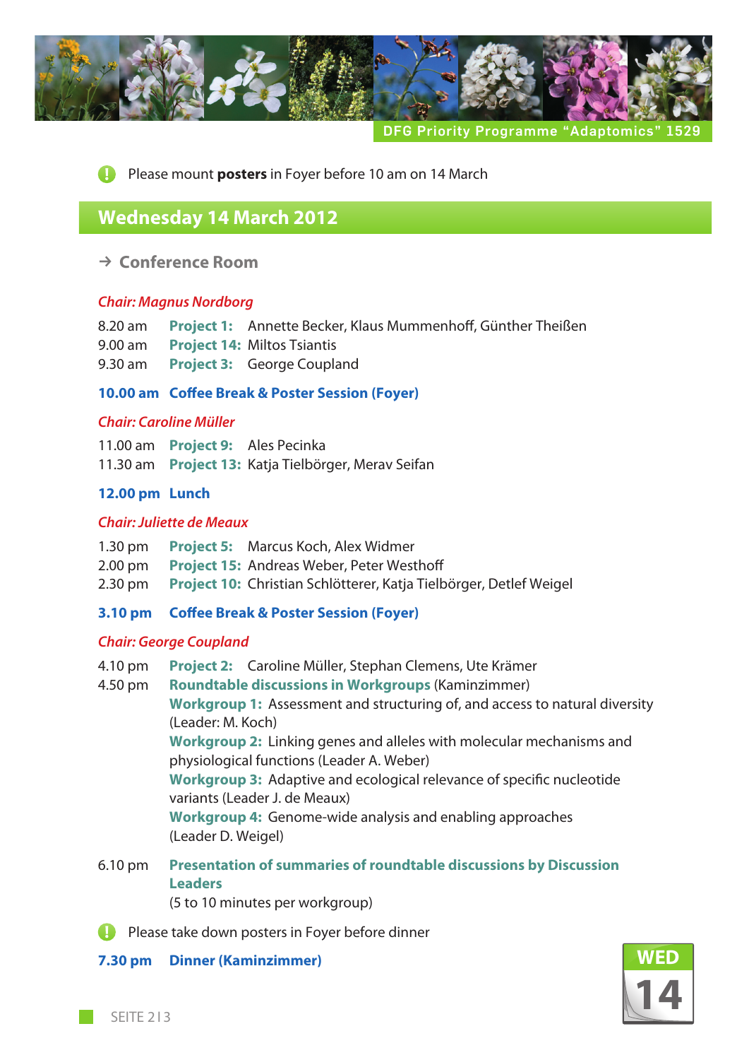DFG Priority Programme "Adaptomics" 1529

Please mount **posters** in Foyer before 10 am on 14 March

## Wednesday 14 March 2012

→ **Conference Room**

*Chair: Magnus Nordborg*

8.20 am **Project 1:** Annette Becker, Klaus Mummenhoff, Günther Theißen
9.00 am **Project 14:** Miltos Tsiantis
9.30 am **Project 3:** George Coupland

**10.00 am Coffee Break & Poster Session (Foyer)**

*Chair: Caroline Müller*

11.00 am **Project 9:** Ales Pecinka
11.30 am **Project 13:** Katja Tielbörger, Merav Seifan

**12.00 pm Lunch**

*Chair: Juliette de Meaux*

1.30 pm **Project 5:** Marcus Koch, Alex Widmer
2.00 pm **Project 15:** Andreas Weber, Peter Westhoff
2.30 pm **Project 10:** Christian Schlötterer, Katja Tielbörger, Detlef Weigel

**3.10 pm Coffee Break & Poster Session (Foyer)**

*Chair: George Coupland*

4.10 pm **Project 2:** Caroline Müller, Stephan Clemens, Ute Krämer
4.50 pm **Roundtable discussions in Workgroups** (Kaminzimmer)
**Workgroup 1:** Assessment and structuring of, and access to natural diversity (Leader: M. Koch)
**Workgroup 2:** Linking genes and alleles with molecular mechanisms and physiological functions (Leader A. Weber)
**Workgroup 3:** Adaptive and ecological relevance of specific nucleotide variants (Leader J. de Meaux)
**Workgroup 4:** Genome-wide analysis and enabling approaches (Leader D. Weigel)

6.10 pm **Presentation of summaries of roundtable discussions by Discussion Leaders**
(5 to 10 minutes per workgroup)

Please take down posters in Foyer before dinner

**7.30 pm Dinner (Kaminzimmer)**

WED 14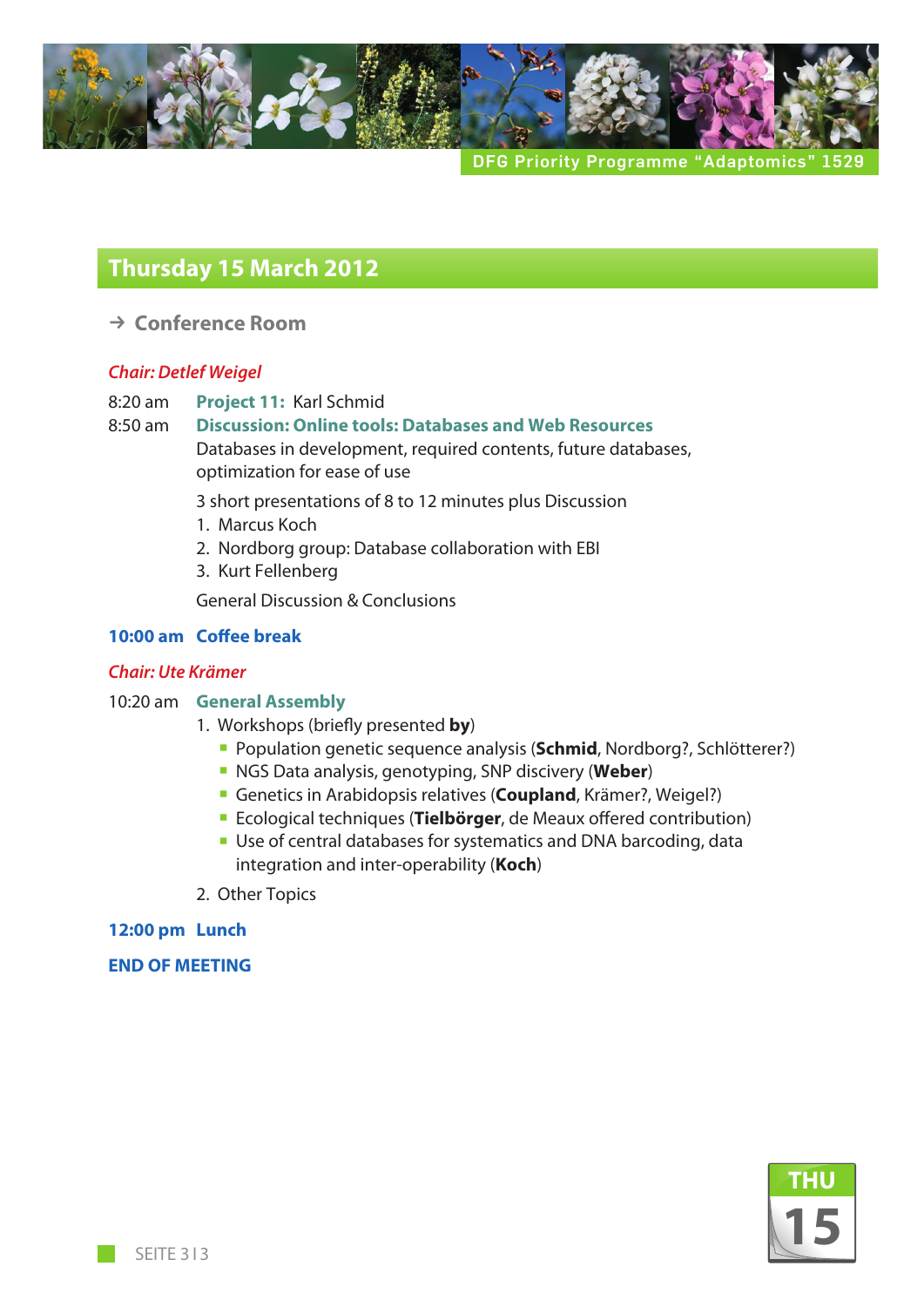## Thursday 15 March 2012

→ **Conference Room**

*Chair: Detlef Weigel*

8:20 am **Project 11:** Karl Schmid

8:50 am **Discussion: Online tools: Databases and Web Resources**

Databases in development, required contents, future databases, optimization for ease of use

3 short presentations of 8 to 12 minutes plus Discussion

1. Marcus Koch
2. Nordborg group: Database collaboration with EBI
3. Kurt Fellenberg

General Discussion & Conclusions

**10:00 am Coffee break**

*Chair: Ute Krämer*

10:20 am **General Assembly**

1. Workshops (briefly presented **by**)
   - Population genetic sequence analysis (**Schmid**, Nordborg?, Schlötterer?)
   - NGS Data analysis, genotyping, SNP discivery (**Weber**)
   - Genetics in Arabidopsis relatives (**Coupland**, Krämer?, Weigel?)
   - Ecological techniques (**Tielbörger**, de Meaux offered contribution)
   - Use of central databases for systematics and DNA barcoding, data integration and inter-operability (**Koch**)
2. Other Topics

**12:00 pm Lunch**

**END OF MEETING**